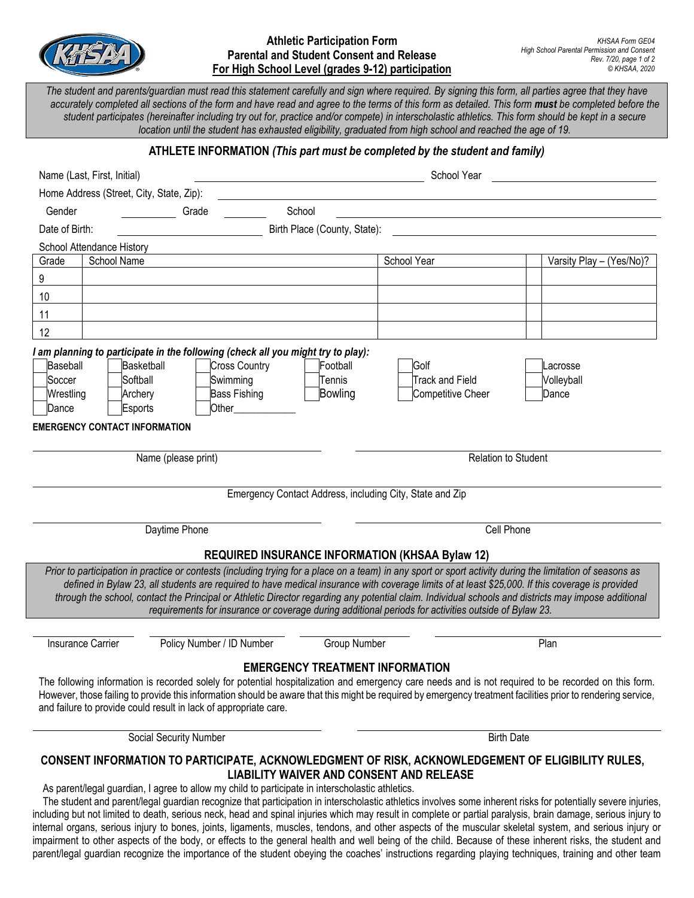KHSAA Form GE04
High School Parental Permission and Consent
Rev. 7/20
© KHSAA, 2020

# Athletic Participation Form
## Parental and Student Consent and Release
## For High School Level (grades 9-12) participation

*The student and parents/guardian must read this statement carefully and sign where required. By signing this form, all parties agree that they have accurately completed all sections of the form and have read and agree to the terms of this form as detailed. This form **must** be completed before the student participates (hereinafter including try out for, practice and/or compete) in interscholastic athletics. This form should be kept in a secure location until the student has exhausted eligibility, graduated from high school and reached the age of 19.*

## ATHLETE INFORMATION *(This part must be completed by the student and family)*

Name (Last, First, Initial) ______________________ School Year ______________

Home Address (Street, City, State, Zip): ______________________

Gender ________ Grade ________ School ______________________

Date of Birth: ______________ Birth Place (County, State): ______________________

School Attendance History

| Grade | School Name | School Year | | Varsity Play – (Yes/No)? |
|---|---|---|---|---|
| 9 | | | | |
| 10 | | | | |
| 11 | | | | |
| 12 | | | | |

***I am planning to participate in the following (check all you might try to play):***

☐ Baseball ☐ Basketball ☐ Cross Country ☐ Football ☐ Golf ☐ Lacrosse
☐ Soccer ☐ Softball ☐ Swimming ☐ Tennis ☐ Track and Field ☐ Volleyball
☐ Wrestling ☐ Archery ☐ Bass Fishing ☐ Bowling ☐ Competitive Cheer ☐ Dance
☐ Dance ☐ Esports ☐ Other____________

**EMERGENCY CONTACT INFORMATION**

______________________ ______________________
Name (please print) Relation to Student

______________________
Emergency Contact Address, including City, State and Zip

______________________ ______________________
Daytime Phone Cell Phone

## REQUIRED INSURANCE INFORMATION (KHSAA Bylaw 12)

*Prior to participation in practice or contests (including trying for a place on a team) in any sport or sport activity during the limitation of seasons as defined in Bylaw 23, all students are required to have medical insurance with coverage limits of at least $25,000. If this coverage is provided through the school, contact the Principal or Athletic Director regarding any potential claim. Individual schools and districts may impose additional requirements for insurance or coverage during additional periods for activities outside of Bylaw 23.*

__________ __________ __________ __________
Insurance Carrier Policy Number / ID Number Group Number Plan

## EMERGENCY TREATMENT INFORMATION

The following information is recorded solely for potential hospitalization and emergency care needs and is not required to be recorded on this form. However, those failing to provide this information should be aware that this might be required by emergency treatment facilities prior to rendering service, and failure to provide could result in lack of appropriate care.

______________________ ______________________
Social Security Number Birth Date

## CONSENT INFORMATION TO PARTICIPATE, ACKNOWLEDGMENT OF RISK, ACKNOWLEDGEMENT OF ELIGIBILITY RULES, LIABILITY WAIVER AND CONSENT AND RELEASE

As parent/legal guardian, I agree to allow my child to participate in interscholastic athletics.

The student and parent/legal guardian recognize that participation in interscholastic athletics involves some inherent risks for potentially severe injuries, including but not limited to death, serious neck, head and spinal injuries which may result in complete or partial paralysis, brain damage, serious injury to internal organs, serious injury to bones, joints, ligaments, muscles, tendons, and other aspects of the muscular skeletal system, and serious injury or impairment to other aspects of the body, or effects to the general health and well being of the child. Because of these inherent risks, the student and parent/legal guardian recognize the importance of the student obeying the coaches' instructions regarding playing techniques, training and other team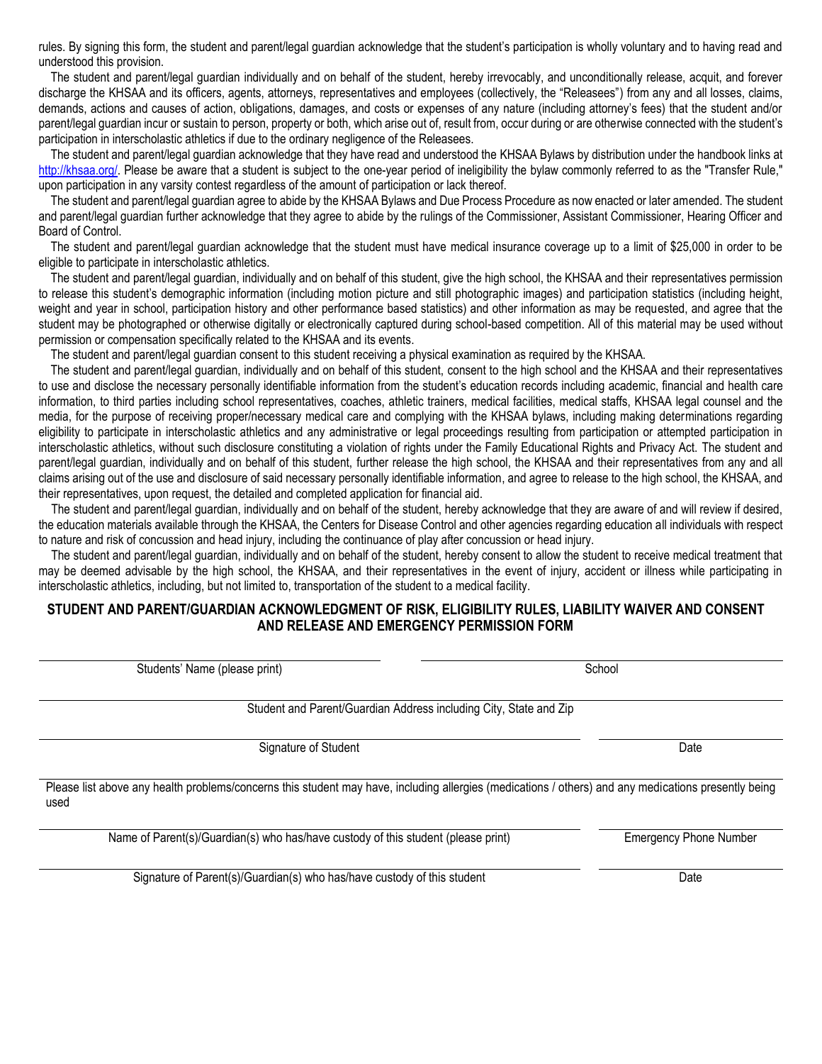rules. By signing this form, the student and parent/legal guardian acknowledge that the student's participation is wholly voluntary and to having read and understood this provision.

The student and parent/legal guardian individually and on behalf of the student, hereby irrevocably, and unconditionally release, acquit, and forever discharge the KHSAA and its officers, agents, attorneys, representatives and employees (collectively, the "Releasees") from any and all losses, claims, demands, actions and causes of action, obligations, damages, and costs or expenses of any nature (including attorney's fees) that the student and/or parent/legal guardian incur or sustain to person, property or both, which arise out of, result from, occur during or are otherwise connected with the student's participation in interscholastic athletics if due to the ordinary negligence of the Releasees.

The student and parent/legal guardian acknowledge that they have read and understood the KHSAA Bylaws by distribution under the handbook links at http://khsaa.org/. Please be aware that a student is subject to the one-year period of ineligibility the bylaw commonly referred to as the "Transfer Rule," upon participation in any varsity contest regardless of the amount of participation or lack thereof.

The student and parent/legal guardian agree to abide by the KHSAA Bylaws and Due Process Procedure as now enacted or later amended. The student and parent/legal guardian further acknowledge that they agree to abide by the rulings of the Commissioner, Assistant Commissioner, Hearing Officer and Board of Control.

The student and parent/legal guardian acknowledge that the student must have medical insurance coverage up to a limit of $25,000 in order to be eligible to participate in interscholastic athletics.

The student and parent/legal guardian, individually and on behalf of this student, give the high school, the KHSAA and their representatives permission to release this student's demographic information (including motion picture and still photographic images) and participation statistics (including height, weight and year in school, participation history and other performance based statistics) and other information as may be requested, and agree that the student may be photographed or otherwise digitally or electronically captured during school-based competition. All of this material may be used without permission or compensation specifically related to the KHSAA and its events.

The student and parent/legal guardian consent to this student receiving a physical examination as required by the KHSAA.

The student and parent/legal guardian, individually and on behalf of this student, consent to the high school and the KHSAA and their representatives to use and disclose the necessary personally identifiable information from the student's education records including academic, financial and health care information, to third parties including school representatives, coaches, athletic trainers, medical facilities, medical staffs, KHSAA legal counsel and the media, for the purpose of receiving proper/necessary medical care and complying with the KHSAA bylaws, including making determinations regarding eligibility to participate in interscholastic athletics and any administrative or legal proceedings resulting from participation or attempted participation in interscholastic athletics, without such disclosure constituting a violation of rights under the Family Educational Rights and Privacy Act. The student and parent/legal guardian, individually and on behalf of this student, further release the high school, the KHSAA and their representatives from any and all claims arising out of the use and disclosure of said necessary personally identifiable information, and agree to release to the high school, the KHSAA, and their representatives, upon request, the detailed and completed application for financial aid.

The student and parent/legal guardian, individually and on behalf of the student, hereby acknowledge that they are aware of and will review if desired, the education materials available through the KHSAA, the Centers for Disease Control and other agencies regarding education all individuals with respect to nature and risk of concussion and head injury, including the continuance of play after concussion or head injury.

The student and parent/legal guardian, individually and on behalf of the student, hereby consent to allow the student to receive medical treatment that may be deemed advisable by the high school, the KHSAA, and their representatives in the event of injury, accident or illness while participating in interscholastic athletics, including, but not limited to, transportation of the student to a medical facility.

## STUDENT AND PARENT/GUARDIAN ACKNOWLEDGMENT OF RISK, ELIGIBILITY RULES, LIABILITY WAIVER AND CONSENT AND RELEASE AND EMERGENCY PERMISSION FORM

Students' Name (please print) ______________________ School ______________________

Student and Parent/Guardian Address including City, State and Zip ______________________

Signature of Student ______________________ Date ______________________

Please list above any health problems/concerns this student may have, including allergies (medications / others) and any medications presently being used

Name of Parent(s)/Guardian(s) who has/have custody of this student (please print) ______________________ Emergency Phone Number ______________________

Signature of Parent(s)/Guardian(s) who has/have custody of this student ______________________ Date ______________________